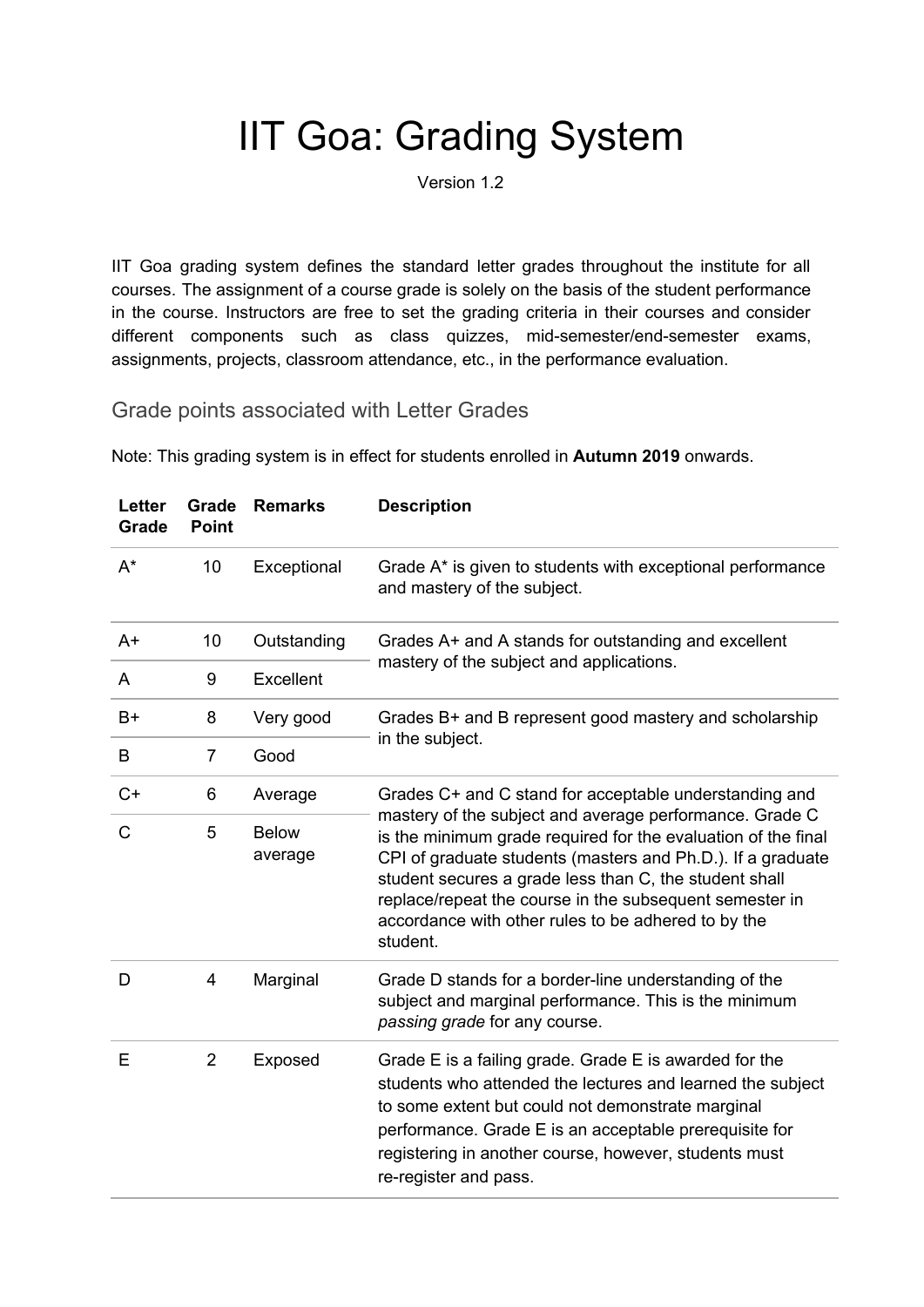# IIT Goa: Grading System

Version 1.2

IIT Goa grading system defines the standard letter grades throughout the institute for all courses. The assignment of a course grade is solely on the basis of the student performance in the course. Instructors are free to set the grading criteria in their courses and consider different components such as class quizzes, mid-semester/end-semester exams, assignments, projects, classroom attendance, etc., in the performance evaluation.

## Grade points associated with Letter Grades

Note: This grading system is in effect for students enrolled in **Autumn 2019** onwards.

| Letter Grade | Grade Point | Remarks | Description |
|---|---|---|---|
| A* | 10 | Exceptional | Grade A* is given to students with exceptional performance and mastery of the subject. |
| A+ | 10 | Outstanding | Grades A+ and A stands for outstanding and excellent mastery of the subject and applications. |
| A | 9 | Excellent | |
| B+ | 8 | Very good | Grades B+ and B represent good mastery and scholarship in the subject. |
| B | 7 | Good | |
| C+ | 6 | Average | Grades C+ and C stand for acceptable understanding and mastery of the subject and average performance. Grade C is the minimum grade required for the evaluation of the final CPI of graduate students (masters and Ph.D.). If a graduate student secures a grade less than C, the student shall replace/repeat the course in the subsequent semester in accordance with other rules to be adhered to by the student. |
| C | 5 | Below average | |
| D | 4 | Marginal | Grade D stands for a border-line understanding of the subject and marginal performance. This is the minimum *passing grade* for any course. |
| E | 2 | Exposed | Grade E is a failing grade. Grade E is awarded for the students who attended the lectures and learned the subject to some extent but could not demonstrate marginal performance. Grade E is an acceptable prerequisite for registering in another course, however, students must re-register and pass. |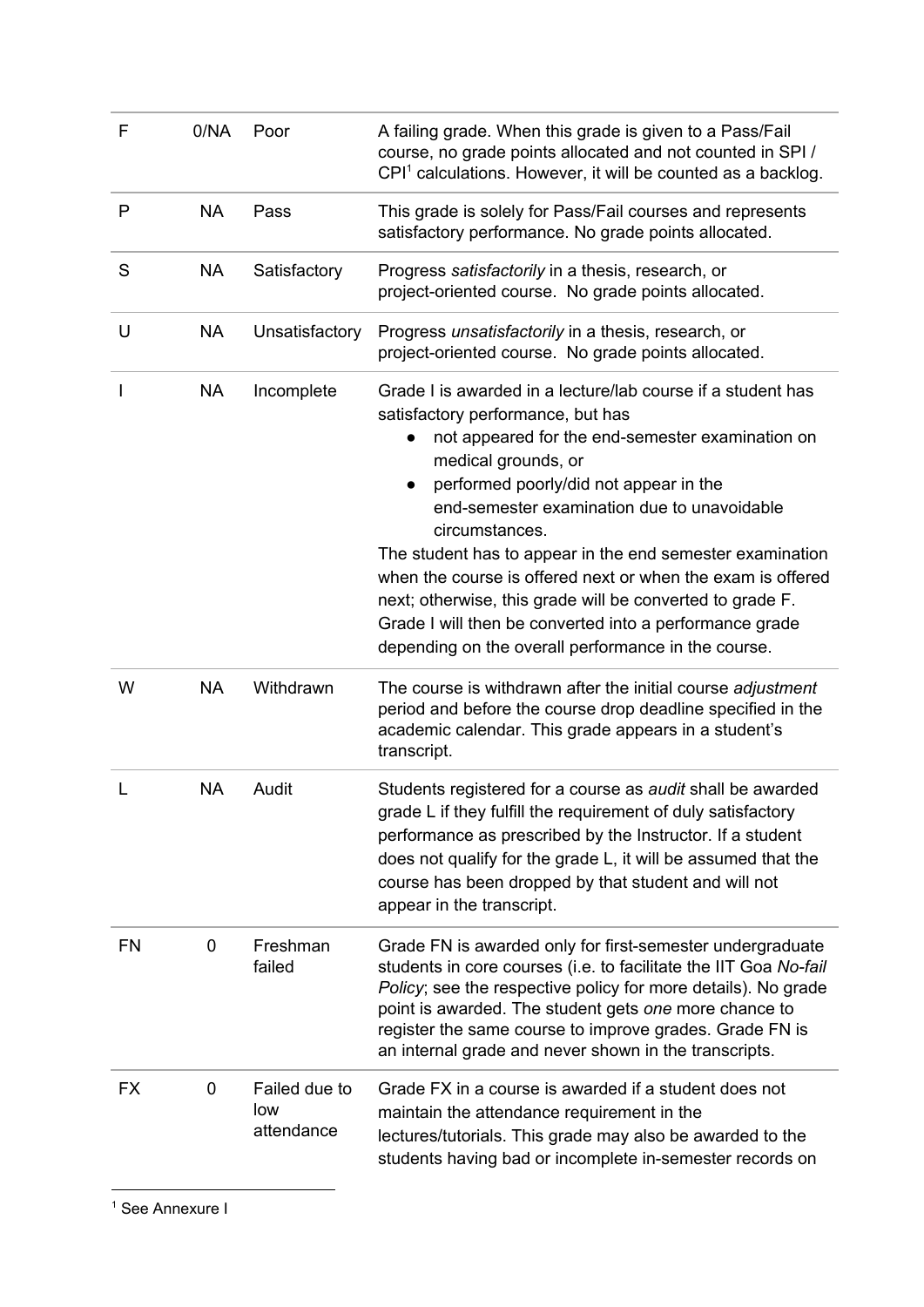| | | | |
|---|---|---|---|
| F | 0/NA | Poor | A failing grade. When this grade is given to a Pass/Fail course, no grade points allocated and not counted in SPI / CPI[1] calculations. However, it will be counted as a backlog. |
| P | NA | Pass | This grade is solely for Pass/Fail courses and represents satisfactory performance. No grade points allocated. |
| S | NA | Satisfactory | Progress *satisfactorily* in a thesis, research, or project-oriented course. No grade points allocated. |
| U | NA | Unsatisfactory | Progress *unsatisfactorily* in a thesis, research, or project-oriented course. No grade points allocated. |
| I | NA | Incomplete | Grade I is awarded in a lecture/lab course if a student has satisfactory performance, but has<br>• not appeared for the end-semester examination on medical grounds, or<br>• performed poorly/did not appear in the end-semester examination due to unavoidable circumstances.<br>The student has to appear in the end semester examination when the course is offered next or when the exam is offered next; otherwise, this grade will be converted to grade F. Grade I will then be converted into a performance grade depending on the overall performance in the course. |
| W | NA | Withdrawn | The course is withdrawn after the initial course *adjustment* period and before the course drop deadline specified in the academic calendar. This grade appears in a student's transcript. |
| L | NA | Audit | Students registered for a course as *audit* shall be awarded grade L if they fulfill the requirement of duly satisfactory performance as prescribed by the Instructor. If a student does not qualify for the grade L, it will be assumed that the course has been dropped by that student and will not appear in the transcript. |
| FN | 0 | Freshman failed | Grade FN is awarded only for first-semester undergraduate students in core courses (i.e. to facilitate the IIT Goa *No-fail Policy*; see the respective policy for more details). No grade point is awarded. The student gets *one* more chance to register the same course to improve grades. Grade FN is an internal grade and never shown in the transcripts. |
| FX | 0 | Failed due to low attendance | Grade FX in a course is awarded if a student does not maintain the attendance requirement in the lectures/tutorials. This grade may also be awarded to the students having bad or incomplete in-semester records on |

[1] See Annexure I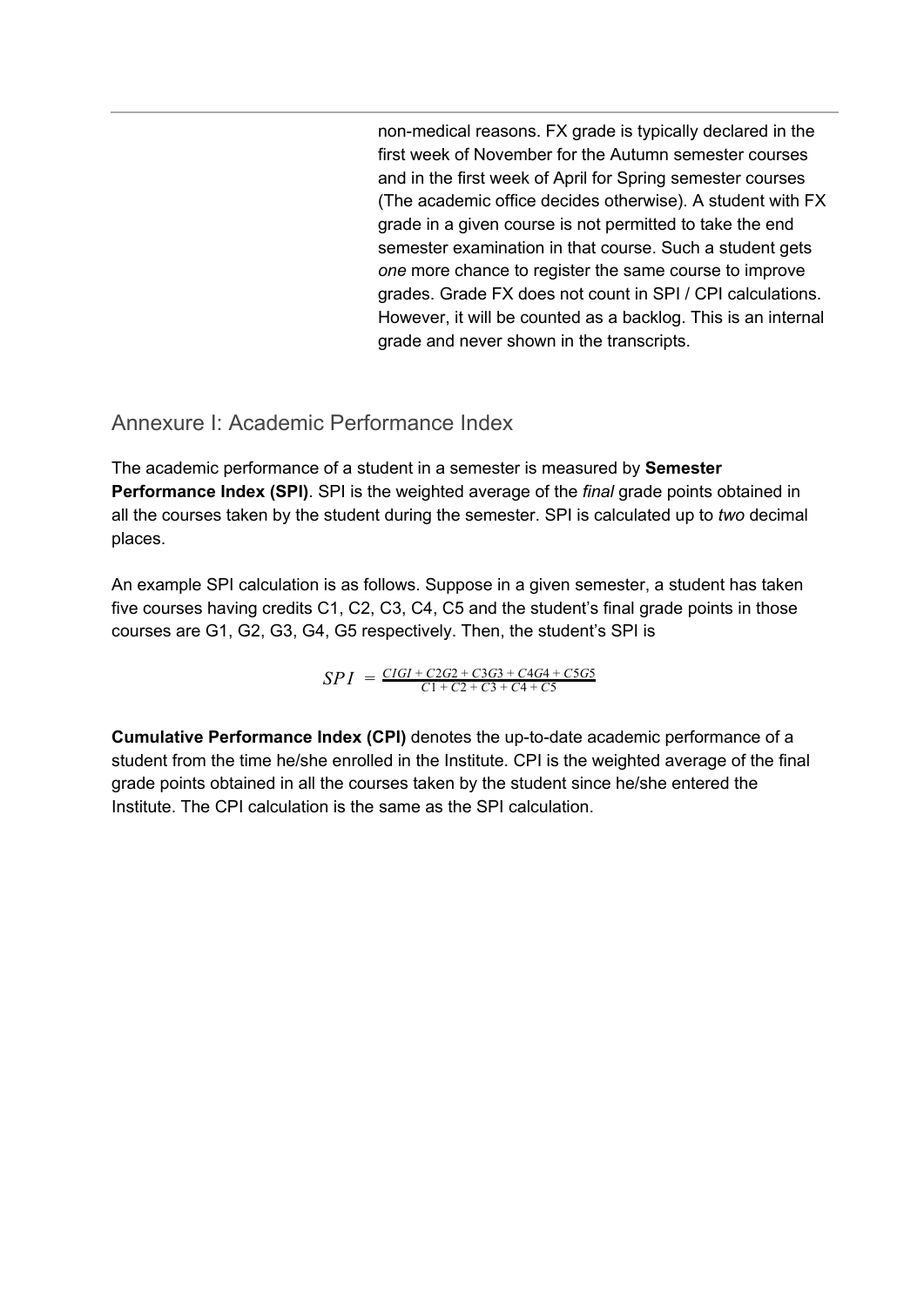non-medical reasons. FX grade is typically declared in the first week of November for the Autumn semester courses and in the first week of April for Spring semester courses (The academic office decides otherwise). A student with FX grade in a given course is not permitted to take the end semester examination in that course. Such a student gets *one* more chance to register the same course to improve grades. Grade FX does not count in SPI / CPI calculations. However, it will be counted as a backlog. This is an internal grade and never shown in the transcripts.

## Annexure I: Academic Performance Index

The academic performance of a student in a semester is measured by **Semester Performance Index (SPI)**. SPI is the weighted average of the *final* grade points obtained in all the courses taken by the student during the semester. SPI is calculated up to *two* decimal places.

An example SPI calculation is as follows. Suppose in a given semester, a student has taken five courses having credits C1, C2, C3, C4, C5 and the student's final grade points in those courses are G1, G2, G3, G4, G5 respectively. Then, the student's SPI is

$$SPI = \frac{C1G1 + C2G2 + C3G3 + C4G4 + C5G5}{C1 + C2 + C3 + C4 + C5}$$

**Cumulative Performance Index (CPI)** denotes the up-to-date academic performance of a student from the time he/she enrolled in the Institute. CPI is the weighted average of the final grade points obtained in all the courses taken by the student since he/she entered the Institute. The CPI calculation is the same as the SPI calculation.